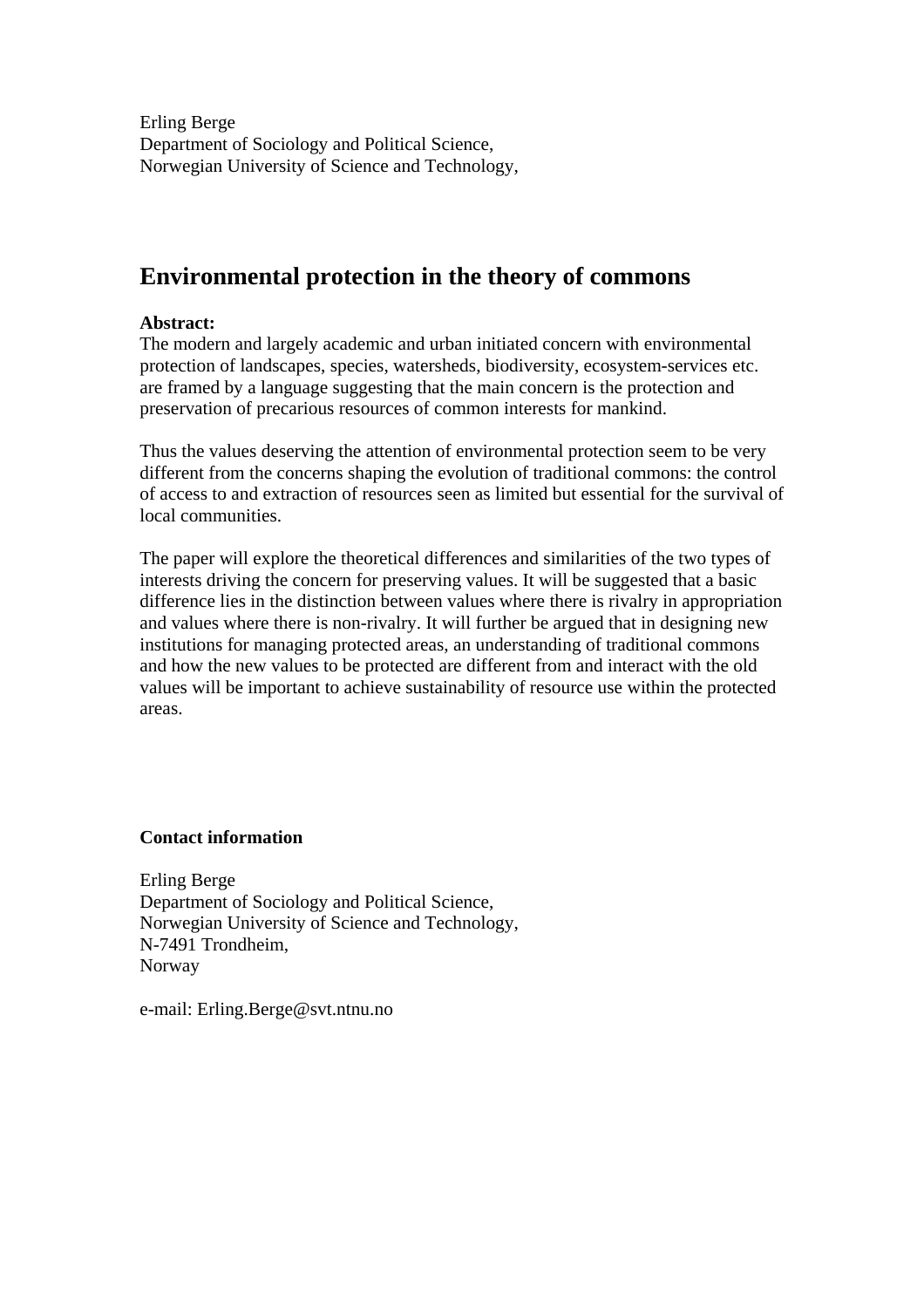Erling Berge
Department of Sociology and Political Science,
Norwegian University of Science and Technology,

# Environmental protection in the theory of commons

**Abstract:**
The modern and largely academic and urban initiated concern with environmental protection of landscapes, species, watersheds, biodiversity, ecosystem-services etc. are framed by a language suggesting that the main concern is the protection and preservation of precarious resources of common interests for mankind.

Thus the values deserving the attention of environmental protection seem to be very different from the concerns shaping the evolution of traditional commons: the control of access to and extraction of resources seen as limited but essential for the survival of local communities.

The paper will explore the theoretical differences and similarities of the two types of interests driving the concern for preserving values. It will be suggested that a basic difference lies in the distinction between values where there is rivalry in appropriation and values where there is non-rivalry. It will further be argued that in designing new institutions for managing protected areas, an understanding of traditional commons and how the new values to be protected are different from and interact with the old values will be important to achieve sustainability of resource use within the protected areas.

**Contact information**

Erling Berge
Department of Sociology and Political Science,
Norwegian University of Science and Technology,
N-7491 Trondheim,
Norway

e-mail: Erling.Berge@svt.ntnu.no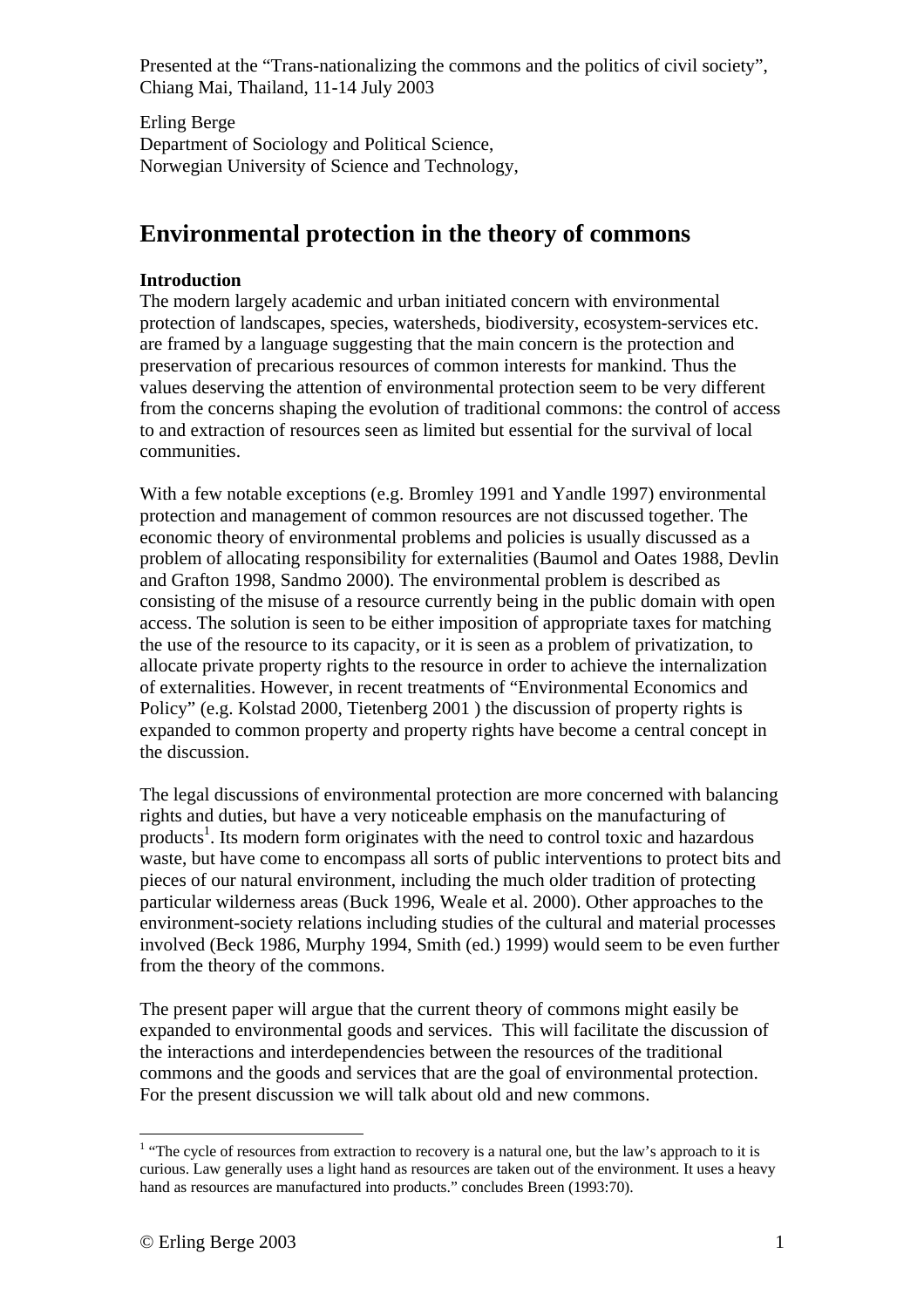Presented at the "Trans-nationalizing the commons and the politics of civil society", Chiang Mai, Thailand, 11-14 July 2003

Erling Berge
Department of Sociology and Political Science,
Norwegian University of Science and Technology,

# Environmental protection in the theory of commons

**Introduction**

The modern largely academic and urban initiated concern with environmental protection of landscapes, species, watersheds, biodiversity, ecosystem-services etc. are framed by a language suggesting that the main concern is the protection and preservation of precarious resources of common interests for mankind. Thus the values deserving the attention of environmental protection seem to be very different from the concerns shaping the evolution of traditional commons: the control of access to and extraction of resources seen as limited but essential for the survival of local communities.

With a few notable exceptions (e.g. Bromley 1991 and Yandle 1997) environmental protection and management of common resources are not discussed together. The economic theory of environmental problems and policies is usually discussed as a problem of allocating responsibility for externalities (Baumol and Oates 1988, Devlin and Grafton 1998, Sandmo 2000). The environmental problem is described as consisting of the misuse of a resource currently being in the public domain with open access. The solution is seen to be either imposition of appropriate taxes for matching the use of the resource to its capacity, or it is seen as a problem of privatization, to allocate private property rights to the resource in order to achieve the internalization of externalities. However, in recent treatments of "Environmental Economics and Policy" (e.g. Kolstad 2000, Tietenberg 2001 ) the discussion of property rights is expanded to common property and property rights have become a central concept in the discussion.

The legal discussions of environmental protection are more concerned with balancing rights and duties, but have a very noticeable emphasis on the manufacturing of products[1]. Its modern form originates with the need to control toxic and hazardous waste, but have come to encompass all sorts of public interventions to protect bits and pieces of our natural environment, including the much older tradition of protecting particular wilderness areas (Buck 1996, Weale et al. 2000). Other approaches to the environment-society relations including studies of the cultural and material processes involved (Beck 1986, Murphy 1994, Smith (ed.) 1999) would seem to be even further from the theory of the commons.

The present paper will argue that the current theory of commons might easily be expanded to environmental goods and services. This will facilitate the discussion of the interactions and interdependencies between the resources of the traditional commons and the goods and services that are the goal of environmental protection. For the present discussion we will talk about old and new commons.

[1] "The cycle of resources from extraction to recovery is a natural one, but the law's approach to it is curious. Law generally uses a light hand as resources are taken out of the environment. It uses a heavy hand as resources are manufactured into products." concludes Breen (1993:70).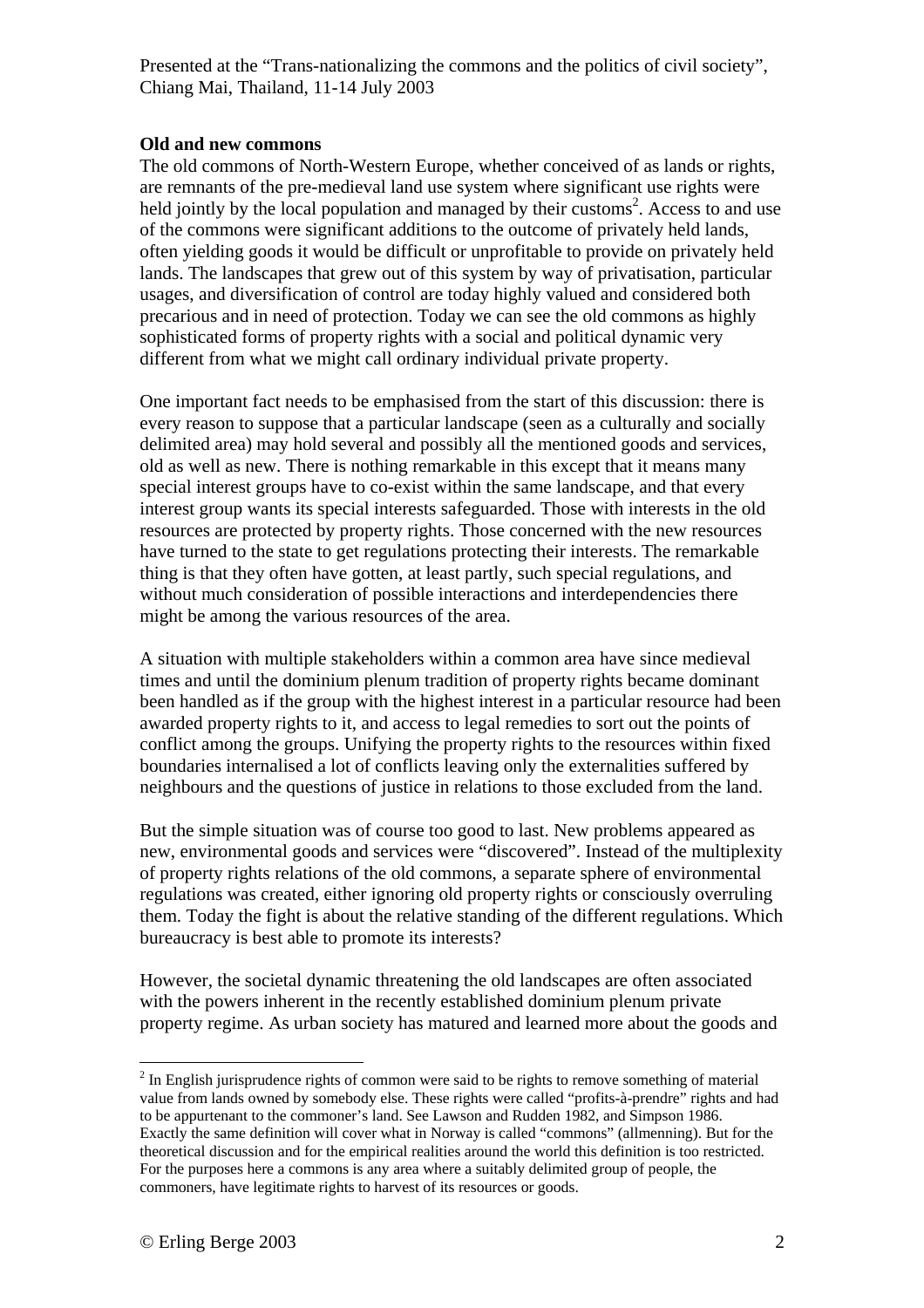Presented at the "Trans-nationalizing the commons and the politics of civil society", Chiang Mai, Thailand, 11-14 July 2003

**Old and new commons**

The old commons of North-Western Europe, whether conceived of as lands or rights, are remnants of the pre-medieval land use system where significant use rights were held jointly by the local population and managed by their customs[2]. Access to and use of the commons were significant additions to the outcome of privately held lands, often yielding goods it would be difficult or unprofitable to provide on privately held lands. The landscapes that grew out of this system by way of privatisation, particular usages, and diversification of control are today highly valued and considered both precarious and in need of protection. Today we can see the old commons as highly sophisticated forms of property rights with a social and political dynamic very different from what we might call ordinary individual private property.

One important fact needs to be emphasised from the start of this discussion: there is every reason to suppose that a particular landscape (seen as a culturally and socially delimited area) may hold several and possibly all the mentioned goods and services, old as well as new. There is nothing remarkable in this except that it means many special interest groups have to co-exist within the same landscape, and that every interest group wants its special interests safeguarded. Those with interests in the old resources are protected by property rights. Those concerned with the new resources have turned to the state to get regulations protecting their interests. The remarkable thing is that they often have gotten, at least partly, such special regulations, and without much consideration of possible interactions and interdependencies there might be among the various resources of the area.

A situation with multiple stakeholders within a common area have since medieval times and until the dominium plenum tradition of property rights became dominant been handled as if the group with the highest interest in a particular resource had been awarded property rights to it, and access to legal remedies to sort out the points of conflict among the groups. Unifying the property rights to the resources within fixed boundaries internalised a lot of conflicts leaving only the externalities suffered by neighbours and the questions of justice in relations to those excluded from the land.

But the simple situation was of course too good to last. New problems appeared as new, environmental goods and services were "discovered". Instead of the multiplexity of property rights relations of the old commons, a separate sphere of environmental regulations was created, either ignoring old property rights or consciously overruling them. Today the fight is about the relative standing of the different regulations. Which bureaucracy is best able to promote its interests?

However, the societal dynamic threatening the old landscapes are often associated with the powers inherent in the recently established dominium plenum private property regime. As urban society has matured and learned more about the goods and

---

[2] In English jurisprudence rights of common were said to be rights to remove something of material value from lands owned by somebody else. These rights were called "profits-à-prendre" rights and had to be appurtenant to the commoner's land. See Lawson and Rudden 1982, and Simpson 1986. Exactly the same definition will cover what in Norway is called "commons" (allmenning). But for the theoretical discussion and for the empirical realities around the world this definition is too restricted. For the purposes here a commons is any area where a suitably delimited group of people, the commoners, have legitimate rights to harvest of its resources or goods.

© Erling Berge 2003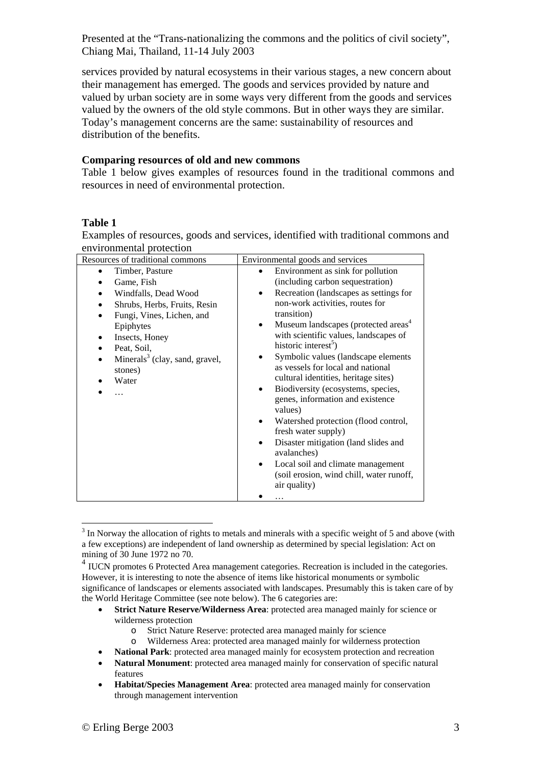services provided by natural ecosystems in their various stages, a new concern about their management has emerged. The goods and services provided by nature and valued by urban society are in some ways very different from the goods and services valued by the owners of the old style commons. But in other ways they are similar. Today's management concerns are the same: sustainability of resources and distribution of the benefits.

**Comparing resources of old and new commons**

Table 1 below gives examples of resources found in the traditional commons and resources in need of environmental protection.

**Table 1**

Examples of resources, goods and services, identified with traditional commons and environmental protection

| Resources of traditional commons | Environmental goods and services |
|---|---|
| • Timber, Pasture<br>• Game, Fish<br>• Windfalls, Dead Wood<br>• Shrubs, Herbs, Fruits, Resin<br>• Fungi, Vines, Lichen, and Epiphytes<br>• Insects, Honey<br>• Peat, Soil,<br>• Minerals[3] (clay, sand, gravel, stones)<br>• Water<br>• … | • Environment as sink for pollution (including carbon sequestration)<br>• Recreation (landscapes as settings for non-work activities, routes for transition)<br>• Museum landscapes (protected areas[4] with scientific values, landscapes of historic interest[5])<br>• Symbolic values (landscape elements as vessels for local and national cultural identities, heritage sites)<br>• Biodiversity (ecosystems, species, genes, information and existence values)<br>• Watershed protection (flood control, fresh water supply)<br>• Disaster mitigation (land slides and avalanches)<br>• Local soil and climate management (soil erosion, wind chill, water runoff, air quality)<br>• … |

---

[3] In Norway the allocation of rights to metals and minerals with a specific weight of 5 and above (with a few exceptions) are independent of land ownership as determined by special legislation: Act on mining of 30 June 1972 no 70.

[4] IUCN promotes 6 Protected Area management categories. Recreation is included in the categories. However, it is interesting to note the absence of items like historical monuments or symbolic significance of landscapes or elements associated with landscapes. Presumably this is taken care of by the World Heritage Committee (see note below). The 6 categories are:

- **Strict Nature Reserve/Wilderness Area**: protected area managed mainly for science or wilderness protection
    - Strict Nature Reserve: protected area managed mainly for science
    - Wilderness Area: protected area managed mainly for wilderness protection
- **National Park**: protected area managed mainly for ecosystem protection and recreation
- **Natural Monument**: protected area managed mainly for conservation of specific natural features
- **Habitat/Species Management Area**: protected area managed mainly for conservation through management intervention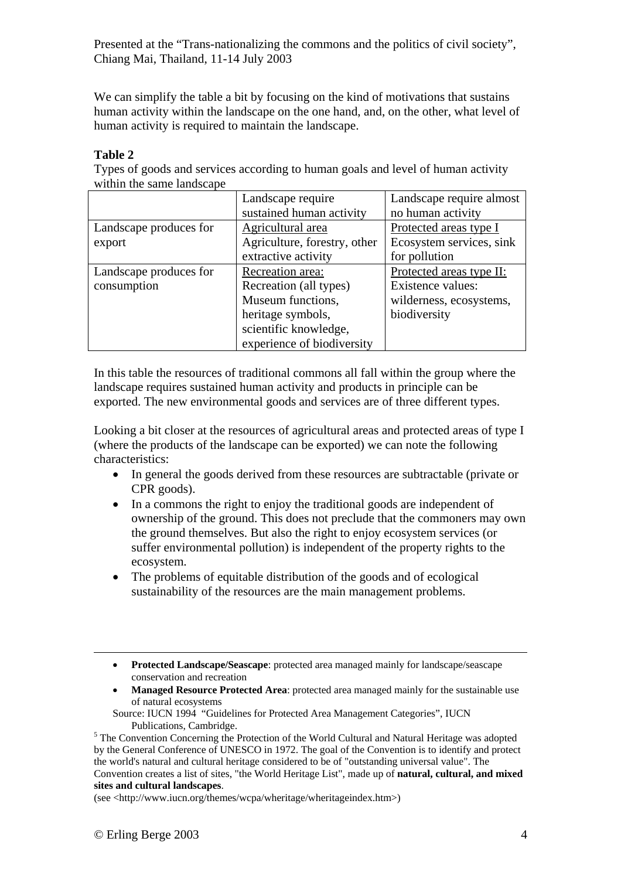We can simplify the table a bit by focusing on the kind of motivations that sustains human activity within the landscape on the one hand, and, on the other, what level of human activity is required to maintain the landscape.

**Table 2**

Types of goods and services according to human goals and level of human activity within the same landscape

| | Landscape require sustained human activity | Landscape require almost no human activity |
|---|---|---|
| Landscape produces for export | Agricultural area<br>Agriculture, forestry, other extractive activity | Protected areas type I<br>Ecosystem services, sink for pollution |
| Landscape produces for consumption | Recreation area:<br>Recreation (all types)<br>Museum functions, heritage symbols, scientific knowledge, experience of biodiversity | Protected areas type II:<br>Existence values: wilderness, ecosystems, biodiversity |

In this table the resources of traditional commons all fall within the group where the landscape requires sustained human activity and products in principle can be exported. The new environmental goods and services are of three different types.

Looking a bit closer at the resources of agricultural areas and protected areas of type I (where the products of the landscape can be exported) we can note the following characteristics:

- In general the goods derived from these resources are subtractable (private or CPR goods).
- In a commons the right to enjoy the traditional goods are independent of ownership of the ground. This does not preclude that the commoners may own the ground themselves. But also the right to enjoy ecosystem services (or suffer environmental pollution) is independent of the property rights to the ecosystem.
- The problems of equitable distribution of the goods and of ecological sustainability of the resources are the main management problems.

---

- **Protected Landscape/Seascape**: protected area managed mainly for landscape/seascape conservation and recreation
- **Managed Resource Protected Area**: protected area managed mainly for the sustainable use of natural ecosystems

Source: IUCN 1994 "Guidelines for Protected Area Management Categories", IUCN Publications, Cambridge.

[5] The Convention Concerning the Protection of the World Cultural and Natural Heritage was adopted by the General Conference of UNESCO in 1972. The goal of the Convention is to identify and protect the world's natural and cultural heritage considered to be of "outstanding universal value". The Convention creates a list of sites, "the World Heritage List", made up of **natural, cultural, and mixed sites and cultural landscapes**.
(see <http://www.iucn.org/themes/wcpa/wheritage/wheritageindex.htm>)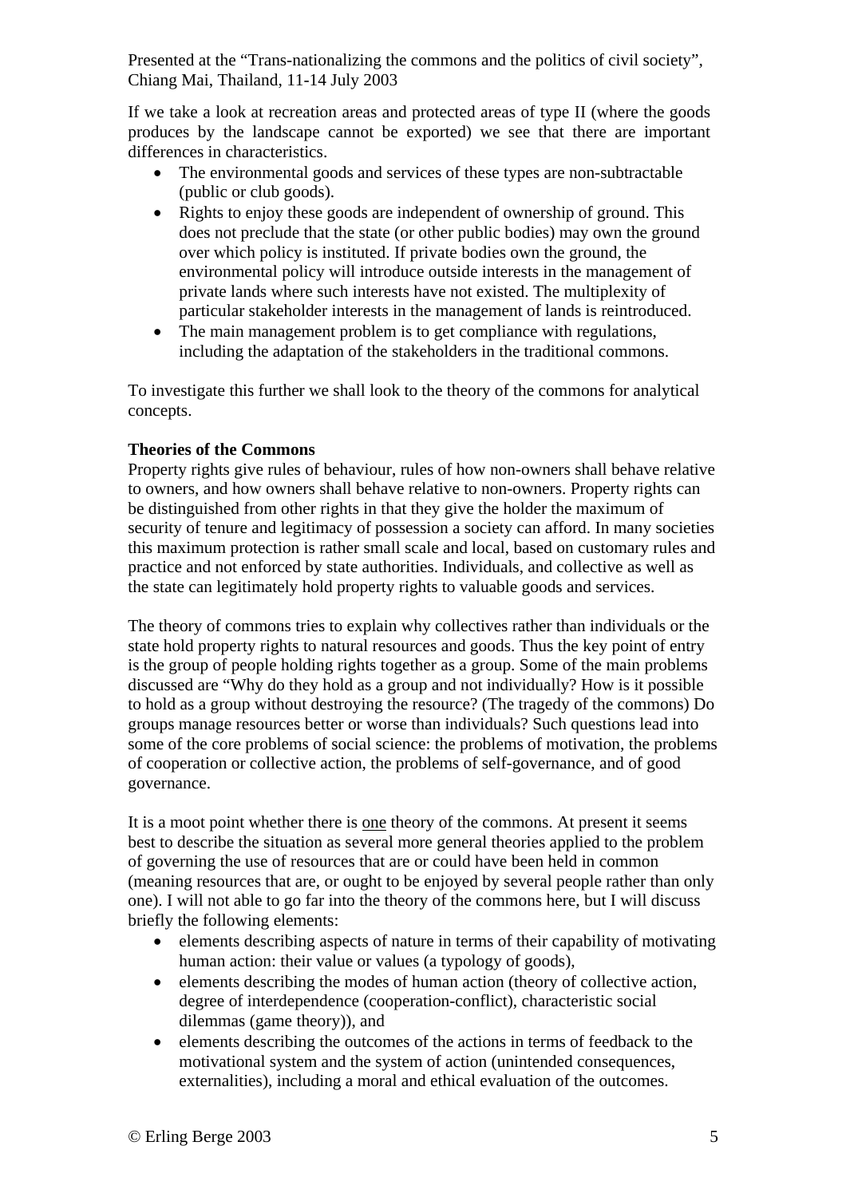If we take a look at recreation areas and protected areas of type II (where the goods produces by the landscape cannot be exported) we see that there are important differences in characteristics.

- The environmental goods and services of these types are non-subtractable (public or club goods).
- Rights to enjoy these goods are independent of ownership of ground. This does not preclude that the state (or other public bodies) may own the ground over which policy is instituted. If private bodies own the ground, the environmental policy will introduce outside interests in the management of private lands where such interests have not existed. The multiplexity of particular stakeholder interests in the management of lands is reintroduced.
- The main management problem is to get compliance with regulations, including the adaptation of the stakeholders in the traditional commons.

To investigate this further we shall look to the theory of the commons for analytical concepts.

**Theories of the Commons**

Property rights give rules of behaviour, rules of how non-owners shall behave relative to owners, and how owners shall behave relative to non-owners. Property rights can be distinguished from other rights in that they give the holder the maximum of security of tenure and legitimacy of possession a society can afford. In many societies this maximum protection is rather small scale and local, based on customary rules and practice and not enforced by state authorities. Individuals, and collective as well as the state can legitimately hold property rights to valuable goods and services.

The theory of commons tries to explain why collectives rather than individuals or the state hold property rights to natural resources and goods. Thus the key point of entry is the group of people holding rights together as a group. Some of the main problems discussed are "Why do they hold as a group and not individually? How is it possible to hold as a group without destroying the resource? (The tragedy of the commons) Do groups manage resources better or worse than individuals? Such questions lead into some of the core problems of social science: the problems of motivation, the problems of cooperation or collective action, the problems of self-governance, and of good governance.

It is a moot point whether there is <u>one</u> theory of the commons. At present it seems best to describe the situation as several more general theories applied to the problem of governing the use of resources that are or could have been held in common (meaning resources that are, or ought to be enjoyed by several people rather than only one). I will not able to go far into the theory of the commons here, but I will discuss briefly the following elements:

- elements describing aspects of nature in terms of their capability of motivating human action: their value or values (a typology of goods),
- elements describing the modes of human action (theory of collective action, degree of interdependence (cooperation-conflict), characteristic social dilemmas (game theory)), and
- elements describing the outcomes of the actions in terms of feedback to the motivational system and the system of action (unintended consequences, externalities), including a moral and ethical evaluation of the outcomes.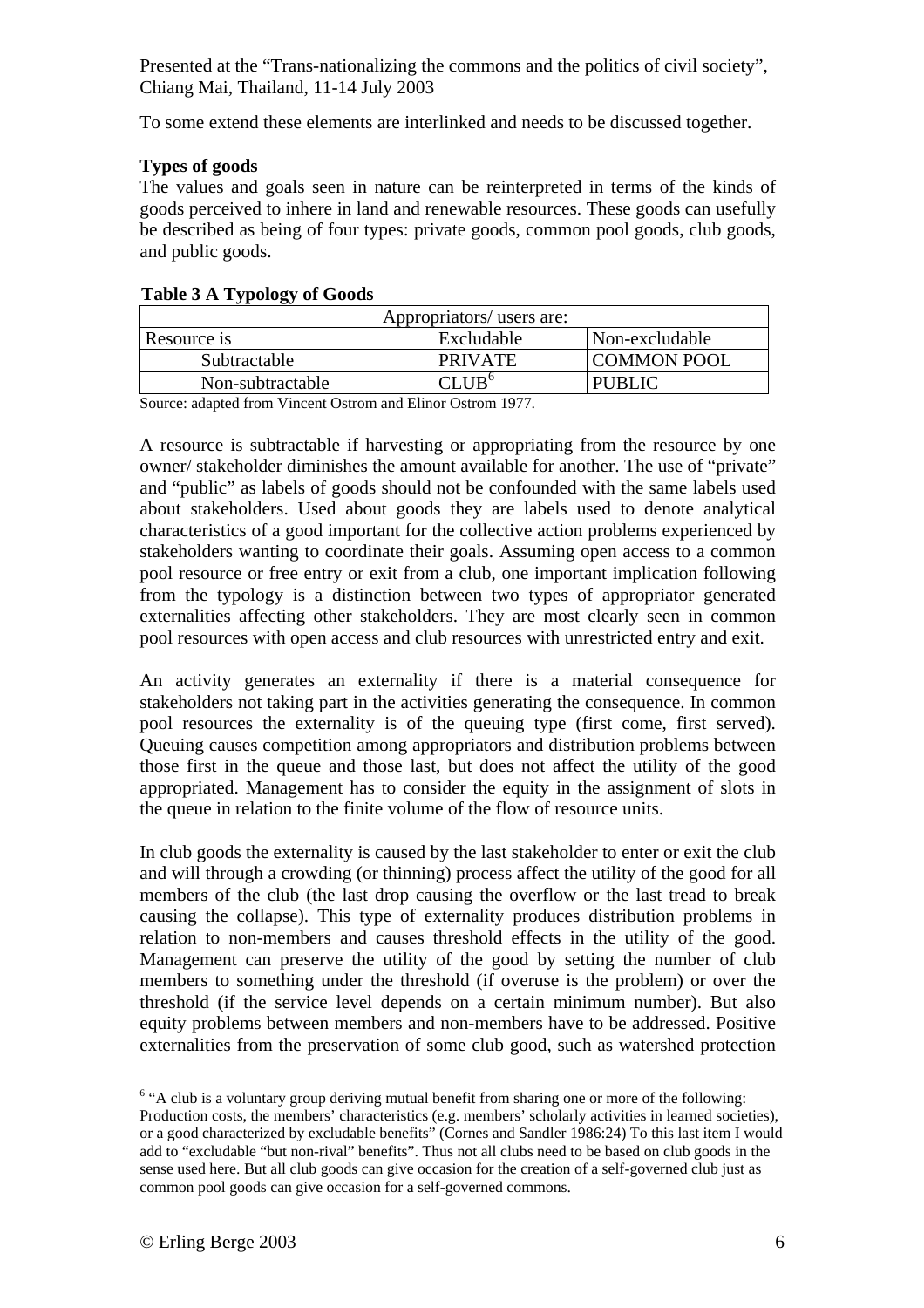To some extend these elements are interlinked and needs to be discussed together.

**Types of goods**

The values and goals seen in nature can be reinterpreted in terms of the kinds of goods perceived to inhere in land and renewable resources. These goods can usefully be described as being of four types: private goods, common pool goods, club goods, and public goods.

**Table 3 A Typology of Goods**

| | Appropriators/ users are: | |
|---|---|---|
| Resource is | Excludable | Non-excludable |
| Subtractable | PRIVATE | COMMON POOL |
| Non-subtractable | CLUB[6] | PUBLIC |

Source: adapted from Vincent Ostrom and Elinor Ostrom 1977.

A resource is subtractable if harvesting or appropriating from the resource by one owner/ stakeholder diminishes the amount available for another. The use of "private" and "public" as labels of goods should not be confounded with the same labels used about stakeholders. Used about goods they are labels used to denote analytical characteristics of a good important for the collective action problems experienced by stakeholders wanting to coordinate their goals. Assuming open access to a common pool resource or free entry or exit from a club, one important implication following from the typology is a distinction between two types of appropriator generated externalities affecting other stakeholders. They are most clearly seen in common pool resources with open access and club resources with unrestricted entry and exit.

An activity generates an externality if there is a material consequence for stakeholders not taking part in the activities generating the consequence. In common pool resources the externality is of the queuing type (first come, first served). Queuing causes competition among appropriators and distribution problems between those first in the queue and those last, but does not affect the utility of the good appropriated. Management has to consider the equity in the assignment of slots in the queue in relation to the finite volume of the flow of resource units.

In club goods the externality is caused by the last stakeholder to enter or exit the club and will through a crowding (or thinning) process affect the utility of the good for all members of the club (the last drop causing the overflow or the last tread to break causing the collapse). This type of externality produces distribution problems in relation to non-members and causes threshold effects in the utility of the good. Management can preserve the utility of the good by setting the number of club members to something under the threshold (if overuse is the problem) or over the threshold (if the service level depends on a certain minimum number). But also equity problems between members and non-members have to be addressed. Positive externalities from the preservation of some club good, such as watershed protection

---

[6] "A club is a voluntary group deriving mutual benefit from sharing one or more of the following: Production costs, the members' characteristics (e.g. members' scholarly activities in learned societies), or a good characterized by excludable benefits" (Cornes and Sandler 1986:24) To this last item I would add to "excludable "but non-rival" benefits". Thus not all clubs need to be based on club goods in the sense used here. But all club goods can give occasion for the creation of a self-governed club just as common pool goods can give occasion for a self-governed commons.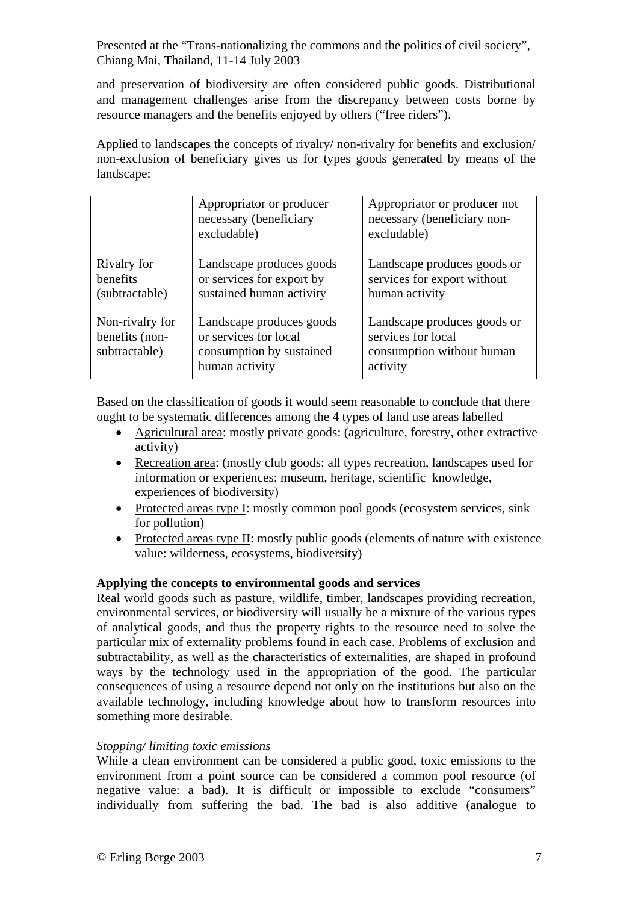and preservation of biodiversity are often considered public goods. Distributional and management challenges arise from the discrepancy between costs borne by resource managers and the benefits enjoyed by others ("free riders").

Applied to landscapes the concepts of rivalry/ non-rivalry for benefits and exclusion/ non-exclusion of beneficiary gives us for types goods generated by means of the landscape:

| | Appropriator or producer necessary (beneficiary excludable) | Appropriator or producer not necessary (beneficiary non-excludable) |
|---|---|---|
| Rivalry for benefits (subtractable) | Landscape produces goods or services for export by sustained human activity | Landscape produces goods or services for export without human activity |
| Non-rivalry for benefits (non-subtractable) | Landscape produces goods or services for local consumption by sustained human activity | Landscape produces goods or services for local consumption without human activity |

Based on the classification of goods it would seem reasonable to conclude that there ought to be systematic differences among the 4 types of land use areas labelled

- Agricultural area: mostly private goods: (agriculture, forestry, other extractive activity)
- Recreation area: (mostly club goods: all types recreation, landscapes used for information or experiences: museum, heritage, scientific knowledge, experiences of biodiversity)
- Protected areas type I: mostly common pool goods (ecosystem services, sink for pollution)
- Protected areas type II: mostly public goods (elements of nature with existence value: wilderness, ecosystems, biodiversity)

**Applying the concepts to environmental goods and services**

Real world goods such as pasture, wildlife, timber, landscapes providing recreation, environmental services, or biodiversity will usually be a mixture of the various types of analytical goods, and thus the property rights to the resource need to solve the particular mix of externality problems found in each case. Problems of exclusion and subtractability, as well as the characteristics of externalities, are shaped in profound ways by the technology used in the appropriation of the good. The particular consequences of using a resource depend not only on the institutions but also on the available technology, including knowledge about how to transform resources into something more desirable.

*Stopping/ limiting toxic emissions*

While a clean environment can be considered a public good, toxic emissions to the environment from a point source can be considered a common pool resource (of negative value: a bad). It is difficult or impossible to exclude "consumers" individually from suffering the bad. The bad is also additive (analogue to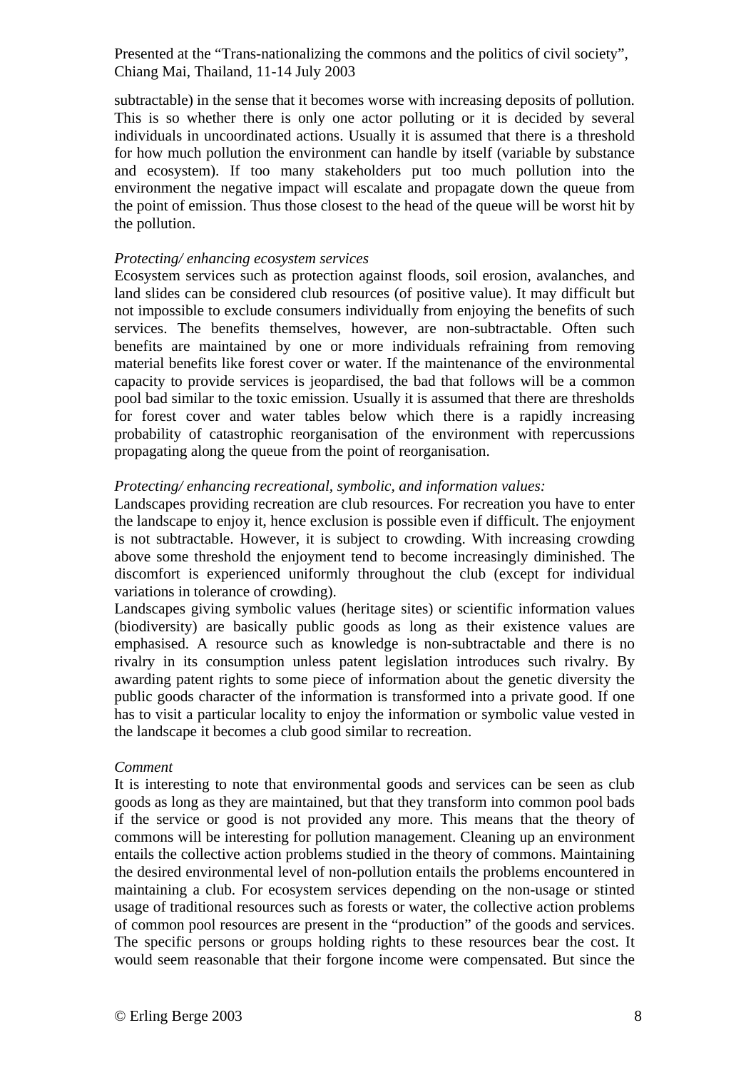subtractable) in the sense that it becomes worse with increasing deposits of pollution. This is so whether there is only one actor polluting or it is decided by several individuals in uncoordinated actions. Usually it is assumed that there is a threshold for how much pollution the environment can handle by itself (variable by substance and ecosystem). If too many stakeholders put too much pollution into the environment the negative impact will escalate and propagate down the queue from the point of emission. Thus those closest to the head of the queue will be worst hit by the pollution.

*Protecting/ enhancing ecosystem services*

Ecosystem services such as protection against floods, soil erosion, avalanches, and land slides can be considered club resources (of positive value). It may difficult but not impossible to exclude consumers individually from enjoying the benefits of such services. The benefits themselves, however, are non-subtractable. Often such benefits are maintained by one or more individuals refraining from removing material benefits like forest cover or water. If the maintenance of the environmental capacity to provide services is jeopardised, the bad that follows will be a common pool bad similar to the toxic emission. Usually it is assumed that there are thresholds for forest cover and water tables below which there is a rapidly increasing probability of catastrophic reorganisation of the environment with repercussions propagating along the queue from the point of reorganisation.

*Protecting/ enhancing recreational, symbolic, and information values:*

Landscapes providing recreation are club resources. For recreation you have to enter the landscape to enjoy it, hence exclusion is possible even if difficult. The enjoyment is not subtractable. However, it is subject to crowding. With increasing crowding above some threshold the enjoyment tend to become increasingly diminished. The discomfort is experienced uniformly throughout the club (except for individual variations in tolerance of crowding).

Landscapes giving symbolic values (heritage sites) or scientific information values (biodiversity) are basically public goods as long as their existence values are emphasised. A resource such as knowledge is non-subtractable and there is no rivalry in its consumption unless patent legislation introduces such rivalry. By awarding patent rights to some piece of information about the genetic diversity the public goods character of the information is transformed into a private good. If one has to visit a particular locality to enjoy the information or symbolic value vested in the landscape it becomes a club good similar to recreation.

*Comment*

It is interesting to note that environmental goods and services can be seen as club goods as long as they are maintained, but that they transform into common pool bads if the service or good is not provided any more. This means that the theory of commons will be interesting for pollution management. Cleaning up an environment entails the collective action problems studied in the theory of commons. Maintaining the desired environmental level of non-pollution entails the problems encountered in maintaining a club. For ecosystem services depending on the non-usage or stinted usage of traditional resources such as forests or water, the collective action problems of common pool resources are present in the "production" of the goods and services. The specific persons or groups holding rights to these resources bear the cost. It would seem reasonable that their forgone income were compensated. But since the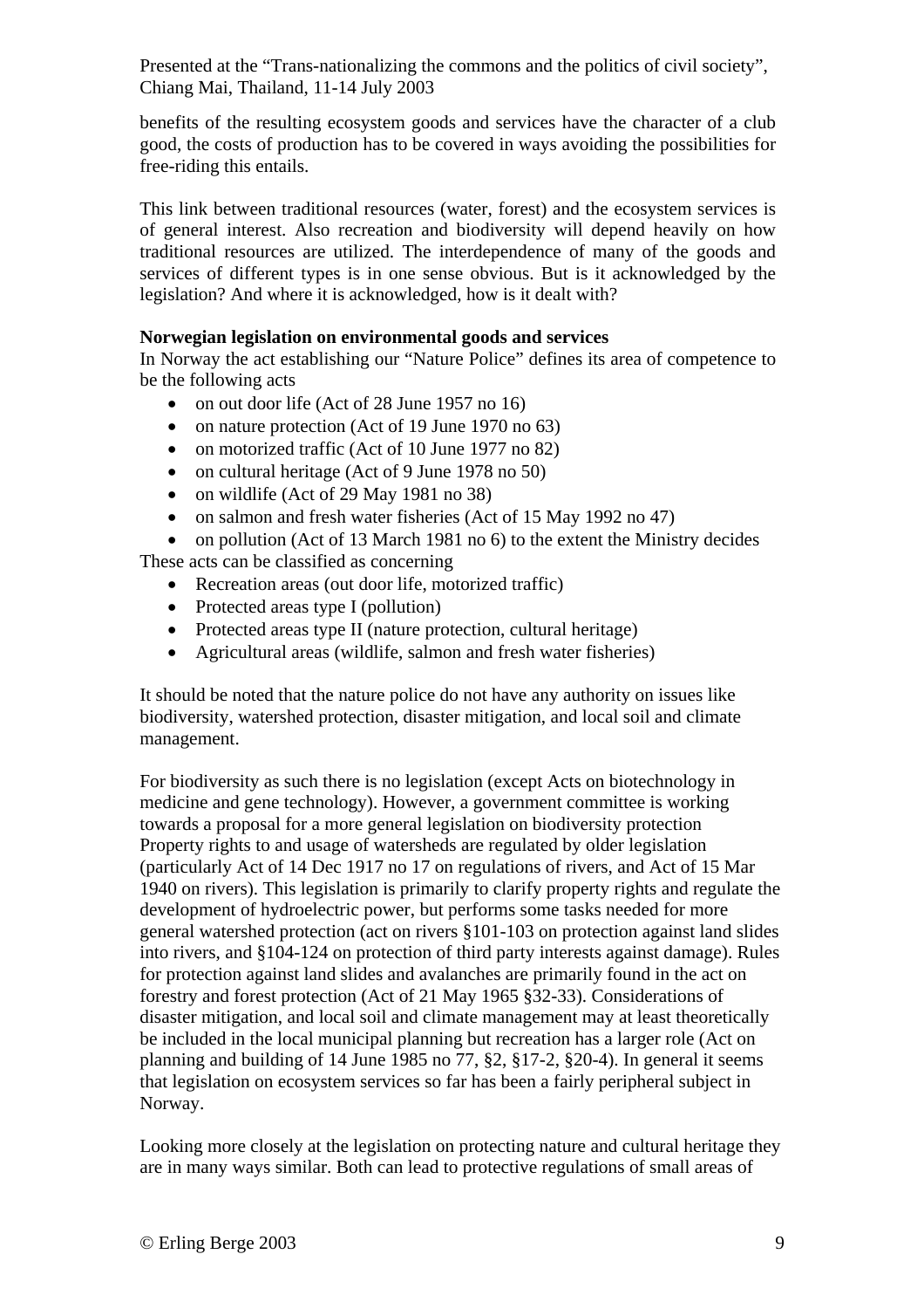benefits of the resulting ecosystem goods and services have the character of a club good, the costs of production has to be covered in ways avoiding the possibilities for free-riding this entails.

This link between traditional resources (water, forest) and the ecosystem services is of general interest. Also recreation and biodiversity will depend heavily on how traditional resources are utilized. The interdependence of many of the goods and services of different types is in one sense obvious. But is it acknowledged by the legislation? And where it is acknowledged, how is it dealt with?

**Norwegian legislation on environmental goods and services**

In Norway the act establishing our "Nature Police" defines its area of competence to be the following acts

- on out door life (Act of 28 June 1957 no 16)
- on nature protection (Act of 19 June 1970 no 63)
- on motorized traffic (Act of 10 June 1977 no 82)
- on cultural heritage (Act of 9 June 1978 no 50)
- on wildlife (Act of 29 May 1981 no 38)
- on salmon and fresh water fisheries (Act of 15 May 1992 no 47)
- on pollution (Act of 13 March 1981 no 6) to the extent the Ministry decides

These acts can be classified as concerning

- Recreation areas (out door life, motorized traffic)
- Protected areas type I (pollution)
- Protected areas type II (nature protection, cultural heritage)
- Agricultural areas (wildlife, salmon and fresh water fisheries)

It should be noted that the nature police do not have any authority on issues like biodiversity, watershed protection, disaster mitigation, and local soil and climate management.

For biodiversity as such there is no legislation (except Acts on biotechnology in medicine and gene technology). However, a government committee is working towards a proposal for a more general legislation on biodiversity protection Property rights to and usage of watersheds are regulated by older legislation (particularly Act of 14 Dec 1917 no 17 on regulations of rivers, and Act of 15 Mar 1940 on rivers). This legislation is primarily to clarify property rights and regulate the development of hydroelectric power, but performs some tasks needed for more general watershed protection (act on rivers §101-103 on protection against land slides into rivers, and §104-124 on protection of third party interests against damage). Rules for protection against land slides and avalanches are primarily found in the act on forestry and forest protection (Act of 21 May 1965 §32-33). Considerations of disaster mitigation, and local soil and climate management may at least theoretically be included in the local municipal planning but recreation has a larger role (Act on planning and building of 14 June 1985 no 77, §2, §17-2, §20-4). In general it seems that legislation on ecosystem services so far has been a fairly peripheral subject in Norway.

Looking more closely at the legislation on protecting nature and cultural heritage they are in many ways similar. Both can lead to protective regulations of small areas of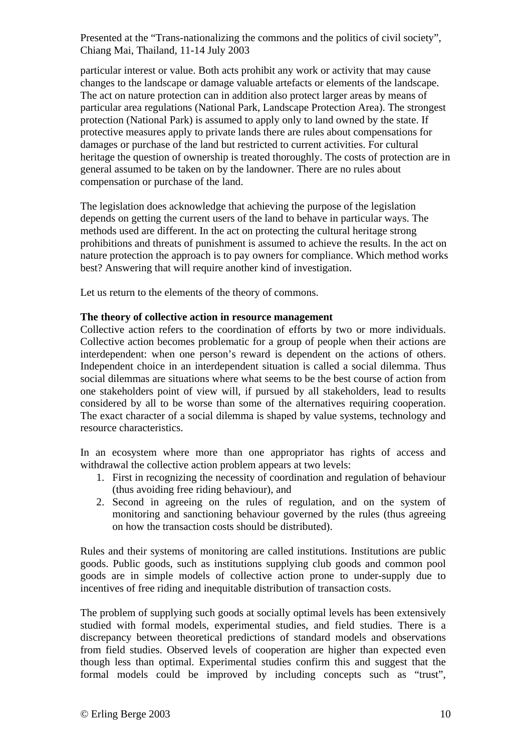particular interest or value. Both acts prohibit any work or activity that may cause changes to the landscape or damage valuable artefacts or elements of the landscape. The act on nature protection can in addition also protect larger areas by means of particular area regulations (National Park, Landscape Protection Area). The strongest protection (National Park) is assumed to apply only to land owned by the state. If protective measures apply to private lands there are rules about compensations for damages or purchase of the land but restricted to current activities. For cultural heritage the question of ownership is treated thoroughly. The costs of protection are in general assumed to be taken on by the landowner. There are no rules about compensation or purchase of the land.

The legislation does acknowledge that achieving the purpose of the legislation depends on getting the current users of the land to behave in particular ways. The methods used are different. In the act on protecting the cultural heritage strong prohibitions and threats of punishment is assumed to achieve the results. In the act on nature protection the approach is to pay owners for compliance. Which method works best? Answering that will require another kind of investigation.

Let us return to the elements of the theory of commons.

**The theory of collective action in resource management**

Collective action refers to the coordination of efforts by two or more individuals. Collective action becomes problematic for a group of people when their actions are interdependent: when one person's reward is dependent on the actions of others. Independent choice in an interdependent situation is called a social dilemma. Thus social dilemmas are situations where what seems to be the best course of action from one stakeholders point of view will, if pursued by all stakeholders, lead to results considered by all to be worse than some of the alternatives requiring cooperation. The exact character of a social dilemma is shaped by value systems, technology and resource characteristics.

In an ecosystem where more than one appropriator has rights of access and withdrawal the collective action problem appears at two levels:

1. First in recognizing the necessity of coordination and regulation of behaviour (thus avoiding free riding behaviour), and
2. Second in agreeing on the rules of regulation, and on the system of monitoring and sanctioning behaviour governed by the rules (thus agreeing on how the transaction costs should be distributed).

Rules and their systems of monitoring are called institutions. Institutions are public goods. Public goods, such as institutions supplying club goods and common pool goods are in simple models of collective action prone to under-supply due to incentives of free riding and inequitable distribution of transaction costs.

The problem of supplying such goods at socially optimal levels has been extensively studied with formal models, experimental studies, and field studies. There is a discrepancy between theoretical predictions of standard models and observations from field studies. Observed levels of cooperation are higher than expected even though less than optimal. Experimental studies confirm this and suggest that the formal models could be improved by including concepts such as "trust",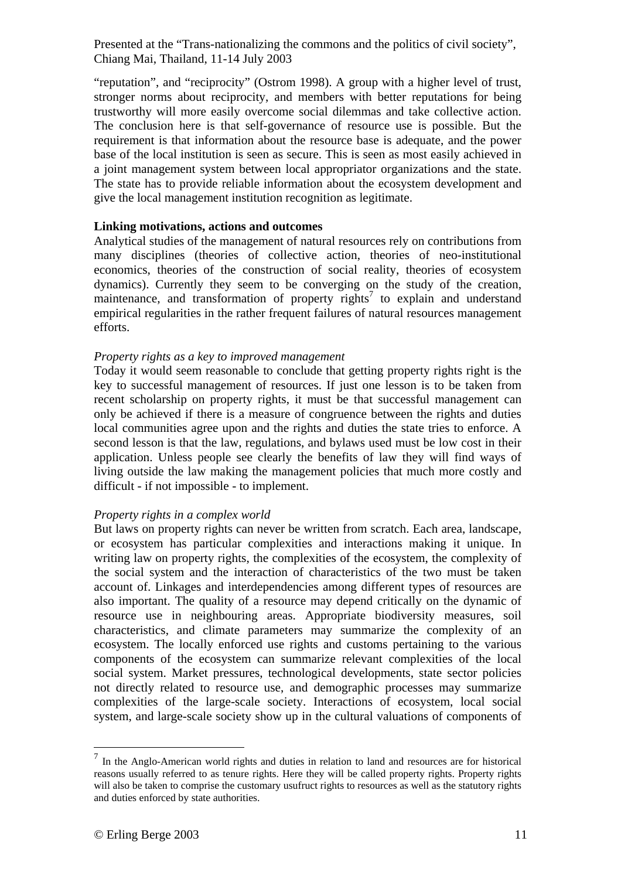"reputation", and "reciprocity" (Ostrom 1998). A group with a higher level of trust, stronger norms about reciprocity, and members with better reputations for being trustworthy will more easily overcome social dilemmas and take collective action. The conclusion here is that self-governance of resource use is possible. But the requirement is that information about the resource base is adequate, and the power base of the local institution is seen as secure. This is seen as most easily achieved in a joint management system between local appropriator organizations and the state. The state has to provide reliable information about the ecosystem development and give the local management institution recognition as legitimate.

**Linking motivations, actions and outcomes**

Analytical studies of the management of natural resources rely on contributions from many disciplines (theories of collective action, theories of neo-institutional economics, theories of the construction of social reality, theories of ecosystem dynamics). Currently they seem to be converging on the study of the creation, maintenance, and transformation of property rights[7] to explain and understand empirical regularities in the rather frequent failures of natural resources management efforts.

*Property rights as a key to improved management*

Today it would seem reasonable to conclude that getting property rights right is the key to successful management of resources. If just one lesson is to be taken from recent scholarship on property rights, it must be that successful management can only be achieved if there is a measure of congruence between the rights and duties local communities agree upon and the rights and duties the state tries to enforce. A second lesson is that the law, regulations, and bylaws used must be low cost in their application. Unless people see clearly the benefits of law they will find ways of living outside the law making the management policies that much more costly and difficult - if not impossible - to implement.

*Property rights in a complex world*

But laws on property rights can never be written from scratch. Each area, landscape, or ecosystem has particular complexities and interactions making it unique. In writing law on property rights, the complexities of the ecosystem, the complexity of the social system and the interaction of characteristics of the two must be taken account of. Linkages and interdependencies among different types of resources are also important. The quality of a resource may depend critically on the dynamic of resource use in neighbouring areas. Appropriate biodiversity measures, soil characteristics, and climate parameters may summarize the complexity of an ecosystem. The locally enforced use rights and customs pertaining to the various components of the ecosystem can summarize relevant complexities of the local social system. Market pressures, technological developments, state sector policies not directly related to resource use, and demographic processes may summarize complexities of the large-scale society. Interactions of ecosystem, local social system, and large-scale society show up in the cultural valuations of components of

[7] In the Anglo-American world rights and duties in relation to land and resources are for historical reasons usually referred to as tenure rights. Here they will be called property rights. Property rights will also be taken to comprise the customary usufruct rights to resources as well as the statutory rights and duties enforced by state authorities.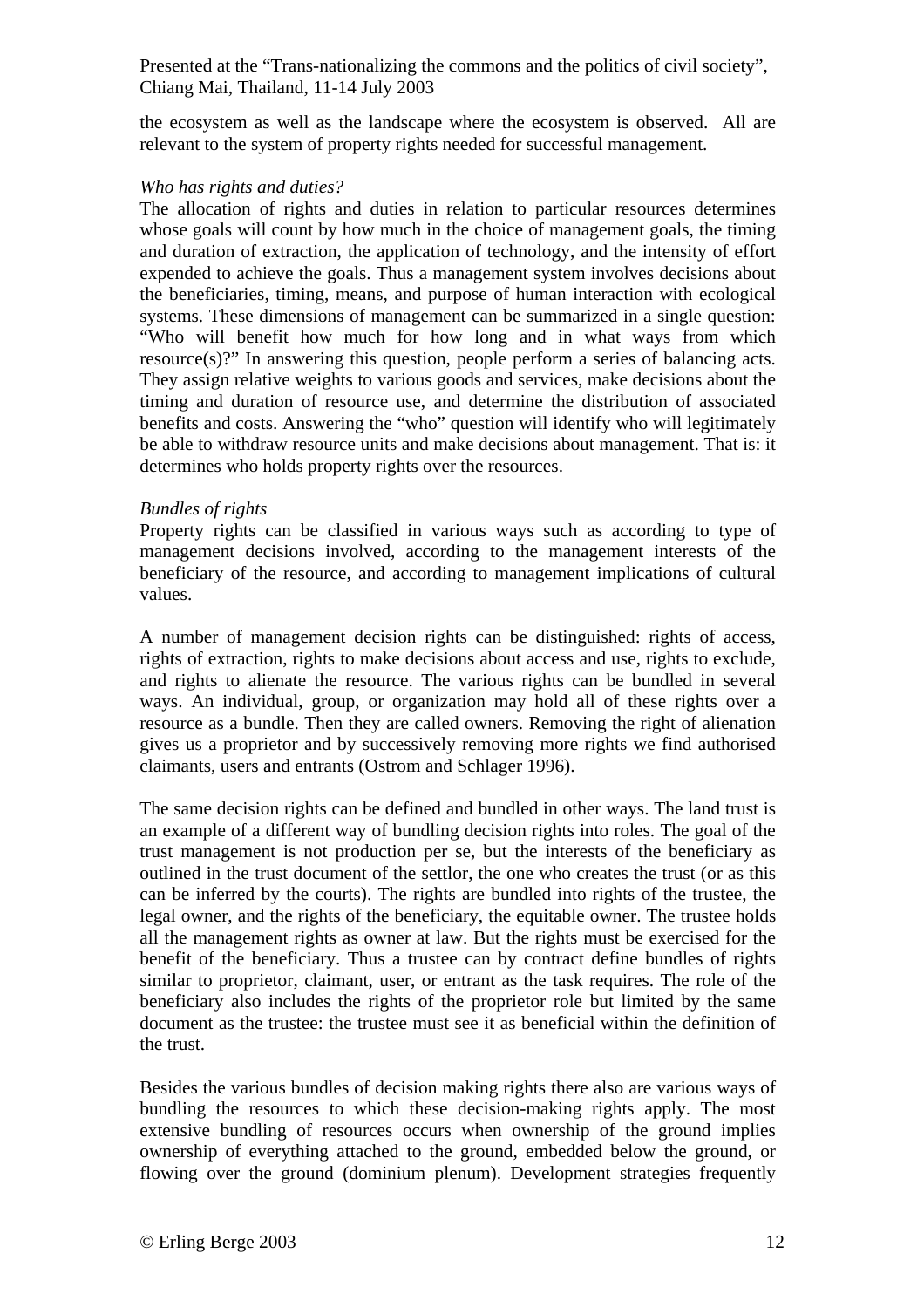the ecosystem as well as the landscape where the ecosystem is observed. All are relevant to the system of property rights needed for successful management.

*Who has rights and duties?*

The allocation of rights and duties in relation to particular resources determines whose goals will count by how much in the choice of management goals, the timing and duration of extraction, the application of technology, and the intensity of effort expended to achieve the goals. Thus a management system involves decisions about the beneficiaries, timing, means, and purpose of human interaction with ecological systems. These dimensions of management can be summarized in a single question: "Who will benefit how much for how long and in what ways from which resource(s)?" In answering this question, people perform a series of balancing acts. They assign relative weights to various goods and services, make decisions about the timing and duration of resource use, and determine the distribution of associated benefits and costs. Answering the "who" question will identify who will legitimately be able to withdraw resource units and make decisions about management. That is: it determines who holds property rights over the resources.

*Bundles of rights*

Property rights can be classified in various ways such as according to type of management decisions involved, according to the management interests of the beneficiary of the resource, and according to management implications of cultural values.

A number of management decision rights can be distinguished: rights of access, rights of extraction, rights to make decisions about access and use, rights to exclude, and rights to alienate the resource. The various rights can be bundled in several ways. An individual, group, or organization may hold all of these rights over a resource as a bundle. Then they are called owners. Removing the right of alienation gives us a proprietor and by successively removing more rights we find authorised claimants, users and entrants (Ostrom and Schlager 1996).

The same decision rights can be defined and bundled in other ways. The land trust is an example of a different way of bundling decision rights into roles. The goal of the trust management is not production per se, but the interests of the beneficiary as outlined in the trust document of the settlor, the one who creates the trust (or as this can be inferred by the courts). The rights are bundled into rights of the trustee, the legal owner, and the rights of the beneficiary, the equitable owner. The trustee holds all the management rights as owner at law. But the rights must be exercised for the benefit of the beneficiary. Thus a trustee can by contract define bundles of rights similar to proprietor, claimant, user, or entrant as the task requires. The role of the beneficiary also includes the rights of the proprietor role but limited by the same document as the trustee: the trustee must see it as beneficial within the definition of the trust.

Besides the various bundles of decision making rights there also are various ways of bundling the resources to which these decision-making rights apply. The most extensive bundling of resources occurs when ownership of the ground implies ownership of everything attached to the ground, embedded below the ground, or flowing over the ground (dominium plenum). Development strategies frequently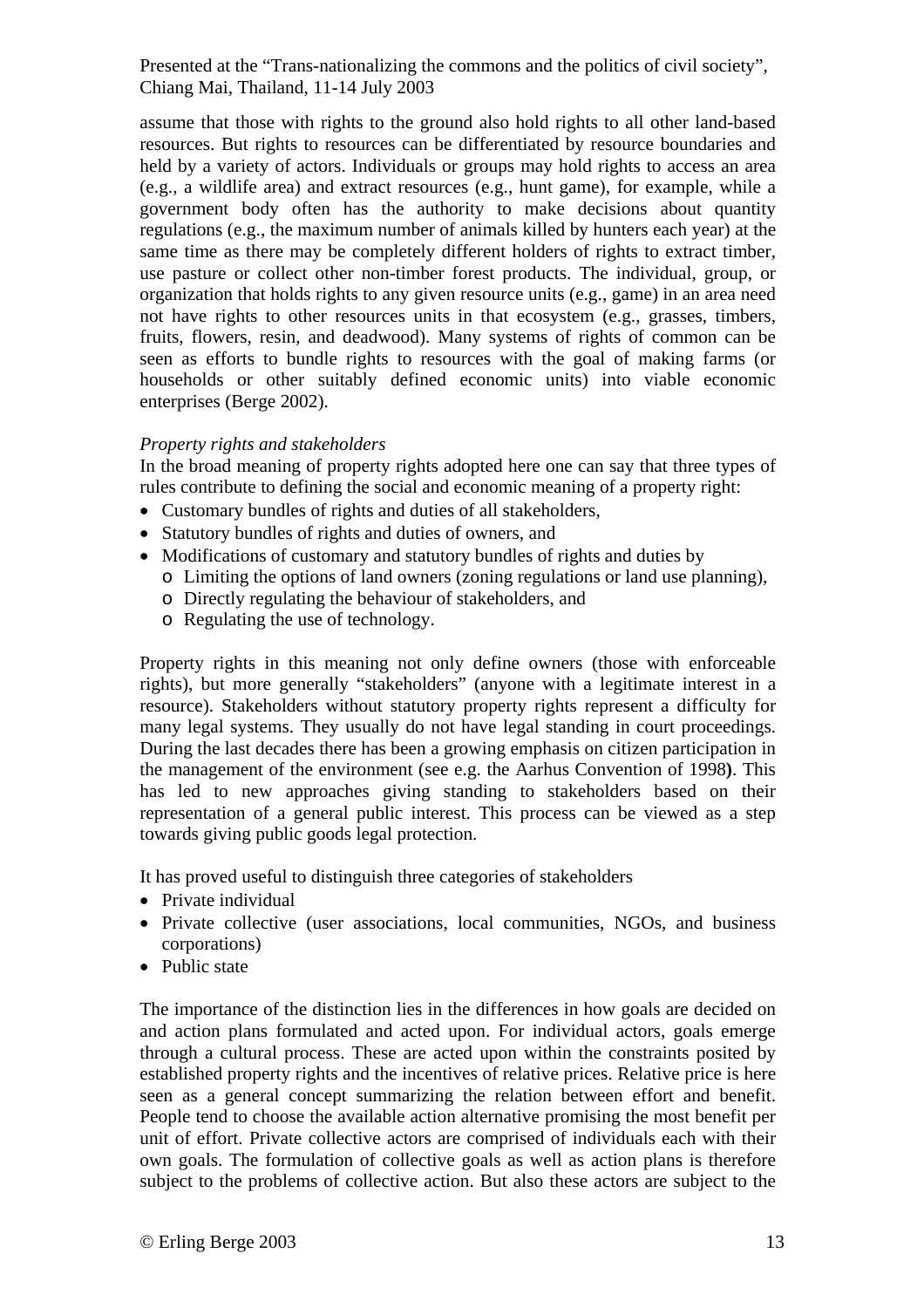assume that those with rights to the ground also hold rights to all other land-based resources. But rights to resources can be differentiated by resource boundaries and held by a variety of actors. Individuals or groups may hold rights to access an area (e.g., a wildlife area) and extract resources (e.g., hunt game), for example, while a government body often has the authority to make decisions about quantity regulations (e.g., the maximum number of animals killed by hunters each year) at the same time as there may be completely different holders of rights to extract timber, use pasture or collect other non-timber forest products. The individual, group, or organization that holds rights to any given resource units (e.g., game) in an area need not have rights to other resources units in that ecosystem (e.g., grasses, timbers, fruits, flowers, resin, and deadwood). Many systems of rights of common can be seen as efforts to bundle rights to resources with the goal of making farms (or households or other suitably defined economic units) into viable economic enterprises (Berge 2002).

*Property rights and stakeholders*

In the broad meaning of property rights adopted here one can say that three types of rules contribute to defining the social and economic meaning of a property right:

- Customary bundles of rights and duties of all stakeholders,
- Statutory bundles of rights and duties of owners, and
- Modifications of customary and statutory bundles of rights and duties by
  - Limiting the options of land owners (zoning regulations or land use planning),
  - Directly regulating the behaviour of stakeholders, and
  - Regulating the use of technology.

Property rights in this meaning not only define owners (those with enforceable rights), but more generally "stakeholders" (anyone with a legitimate interest in a resource). Stakeholders without statutory property rights represent a difficulty for many legal systems. They usually do not have legal standing in court proceedings. During the last decades there has been a growing emphasis on citizen participation in the management of the environment (see e.g. the Aarhus Convention of 1998**)**. This has led to new approaches giving standing to stakeholders based on their representation of a general public interest. This process can be viewed as a step towards giving public goods legal protection.

It has proved useful to distinguish three categories of stakeholders

- Private individual
- Private collective (user associations, local communities, NGOs, and business corporations)
- Public state

The importance of the distinction lies in the differences in how goals are decided on and action plans formulated and acted upon. For individual actors, goals emerge through a cultural process. These are acted upon within the constraints posited by established property rights and the incentives of relative prices. Relative price is here seen as a general concept summarizing the relation between effort and benefit. People tend to choose the available action alternative promising the most benefit per unit of effort. Private collective actors are comprised of individuals each with their own goals. The formulation of collective goals as well as action plans is therefore subject to the problems of collective action. But also these actors are subject to the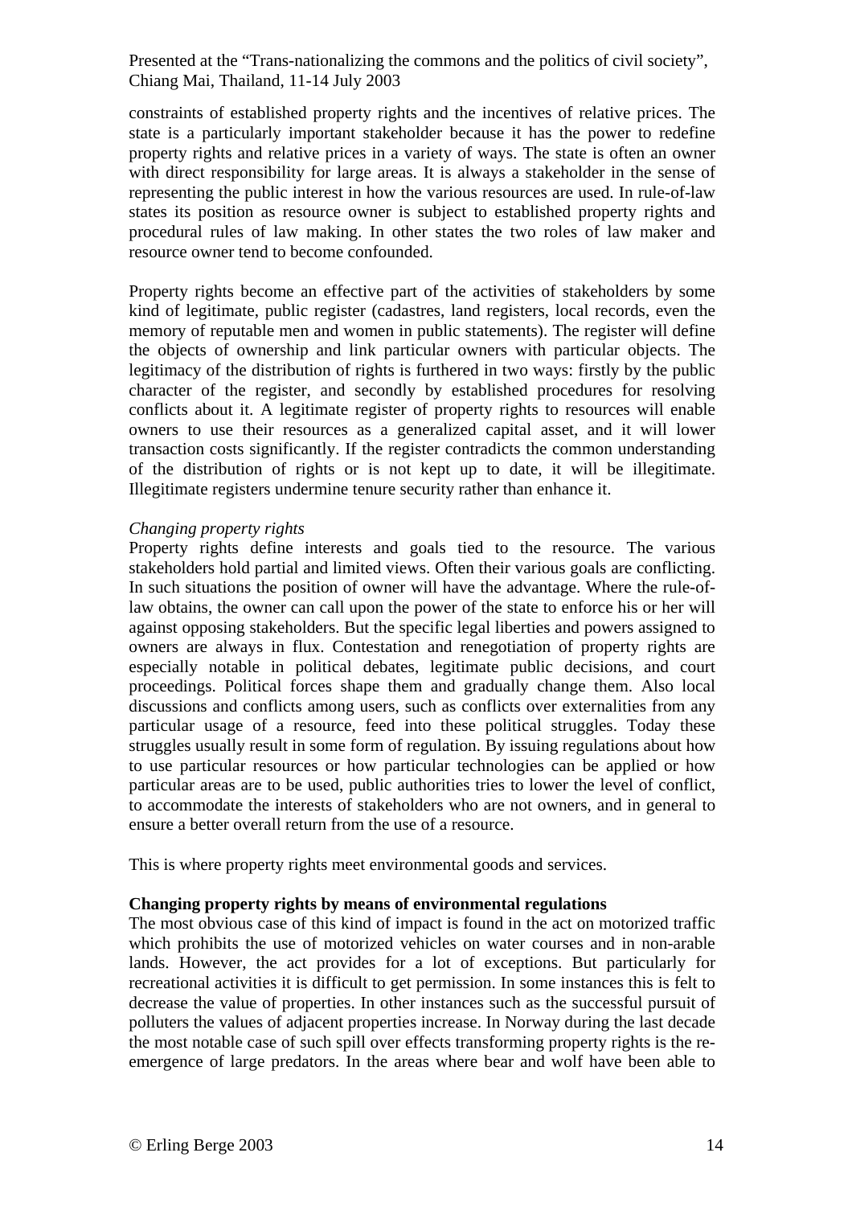constraints of established property rights and the incentives of relative prices. The state is a particularly important stakeholder because it has the power to redefine property rights and relative prices in a variety of ways. The state is often an owner with direct responsibility for large areas. It is always a stakeholder in the sense of representing the public interest in how the various resources are used. In rule-of-law states its position as resource owner is subject to established property rights and procedural rules of law making. In other states the two roles of law maker and resource owner tend to become confounded.

Property rights become an effective part of the activities of stakeholders by some kind of legitimate, public register (cadastres, land registers, local records, even the memory of reputable men and women in public statements). The register will define the objects of ownership and link particular owners with particular objects. The legitimacy of the distribution of rights is furthered in two ways: firstly by the public character of the register, and secondly by established procedures for resolving conflicts about it. A legitimate register of property rights to resources will enable owners to use their resources as a generalized capital asset, and it will lower transaction costs significantly. If the register contradicts the common understanding of the distribution of rights or is not kept up to date, it will be illegitimate. Illegitimate registers undermine tenure security rather than enhance it.

*Changing property rights*

Property rights define interests and goals tied to the resource. The various stakeholders hold partial and limited views. Often their various goals are conflicting. In such situations the position of owner will have the advantage. Where the rule-of-law obtains, the owner can call upon the power of the state to enforce his or her will against opposing stakeholders. But the specific legal liberties and powers assigned to owners are always in flux. Contestation and renegotiation of property rights are especially notable in political debates, legitimate public decisions, and court proceedings. Political forces shape them and gradually change them. Also local discussions and conflicts among users, such as conflicts over externalities from any particular usage of a resource, feed into these political struggles. Today these struggles usually result in some form of regulation. By issuing regulations about how to use particular resources or how particular technologies can be applied or how particular areas are to be used, public authorities tries to lower the level of conflict, to accommodate the interests of stakeholders who are not owners, and in general to ensure a better overall return from the use of a resource.

This is where property rights meet environmental goods and services.

**Changing property rights by means of environmental regulations**

The most obvious case of this kind of impact is found in the act on motorized traffic which prohibits the use of motorized vehicles on water courses and in non-arable lands. However, the act provides for a lot of exceptions. But particularly for recreational activities it is difficult to get permission. In some instances this is felt to decrease the value of properties. In other instances such as the successful pursuit of polluters the values of adjacent properties increase. In Norway during the last decade the most notable case of such spill over effects transforming property rights is the re-emergence of large predators. In the areas where bear and wolf have been able to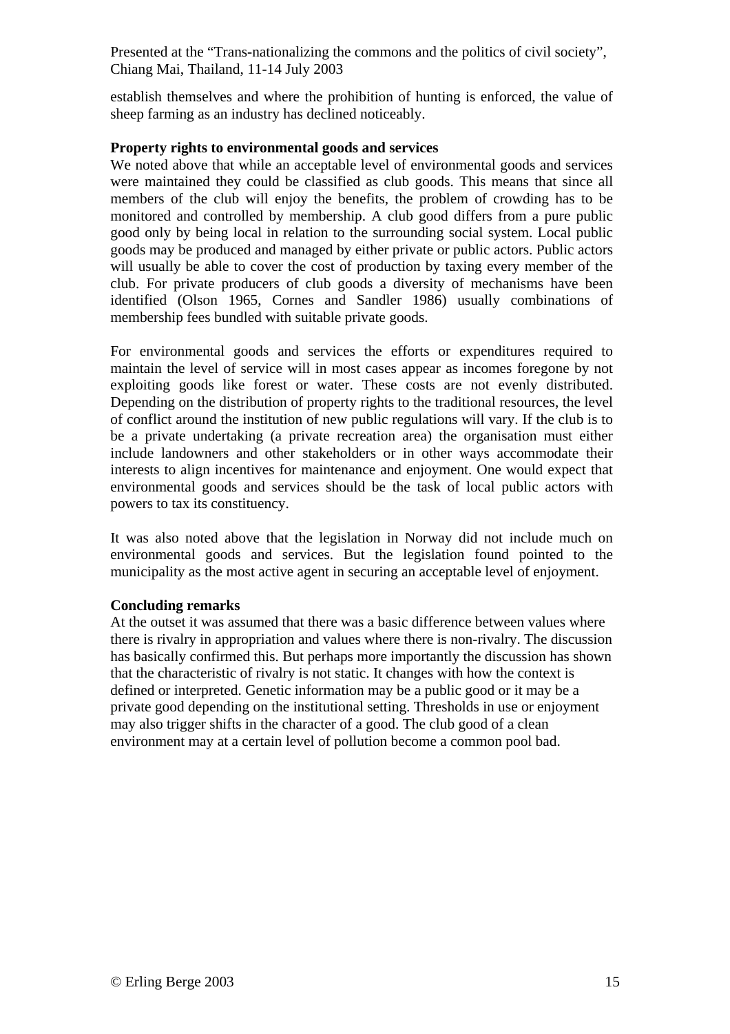establish themselves and where the prohibition of hunting is enforced, the value of sheep farming as an industry has declined noticeably.

**Property rights to environmental goods and services**

We noted above that while an acceptable level of environmental goods and services were maintained they could be classified as club goods. This means that since all members of the club will enjoy the benefits, the problem of crowding has to be monitored and controlled by membership. A club good differs from a pure public good only by being local in relation to the surrounding social system. Local public goods may be produced and managed by either private or public actors. Public actors will usually be able to cover the cost of production by taxing every member of the club. For private producers of club goods a diversity of mechanisms have been identified (Olson 1965, Cornes and Sandler 1986) usually combinations of membership fees bundled with suitable private goods.

For environmental goods and services the efforts or expenditures required to maintain the level of service will in most cases appear as incomes foregone by not exploiting goods like forest or water. These costs are not evenly distributed. Depending on the distribution of property rights to the traditional resources, the level of conflict around the institution of new public regulations will vary. If the club is to be a private undertaking (a private recreation area) the organisation must either include landowners and other stakeholders or in other ways accommodate their interests to align incentives for maintenance and enjoyment. One would expect that environmental goods and services should be the task of local public actors with powers to tax its constituency.

It was also noted above that the legislation in Norway did not include much on environmental goods and services. But the legislation found pointed to the municipality as the most active agent in securing an acceptable level of enjoyment.

**Concluding remarks**

At the outset it was assumed that there was a basic difference between values where there is rivalry in appropriation and values where there is non-rivalry. The discussion has basically confirmed this. But perhaps more importantly the discussion has shown that the characteristic of rivalry is not static. It changes with how the context is defined or interpreted. Genetic information may be a public good or it may be a private good depending on the institutional setting. Thresholds in use or enjoyment may also trigger shifts in the character of a good. The club good of a clean environment may at a certain level of pollution become a common pool bad.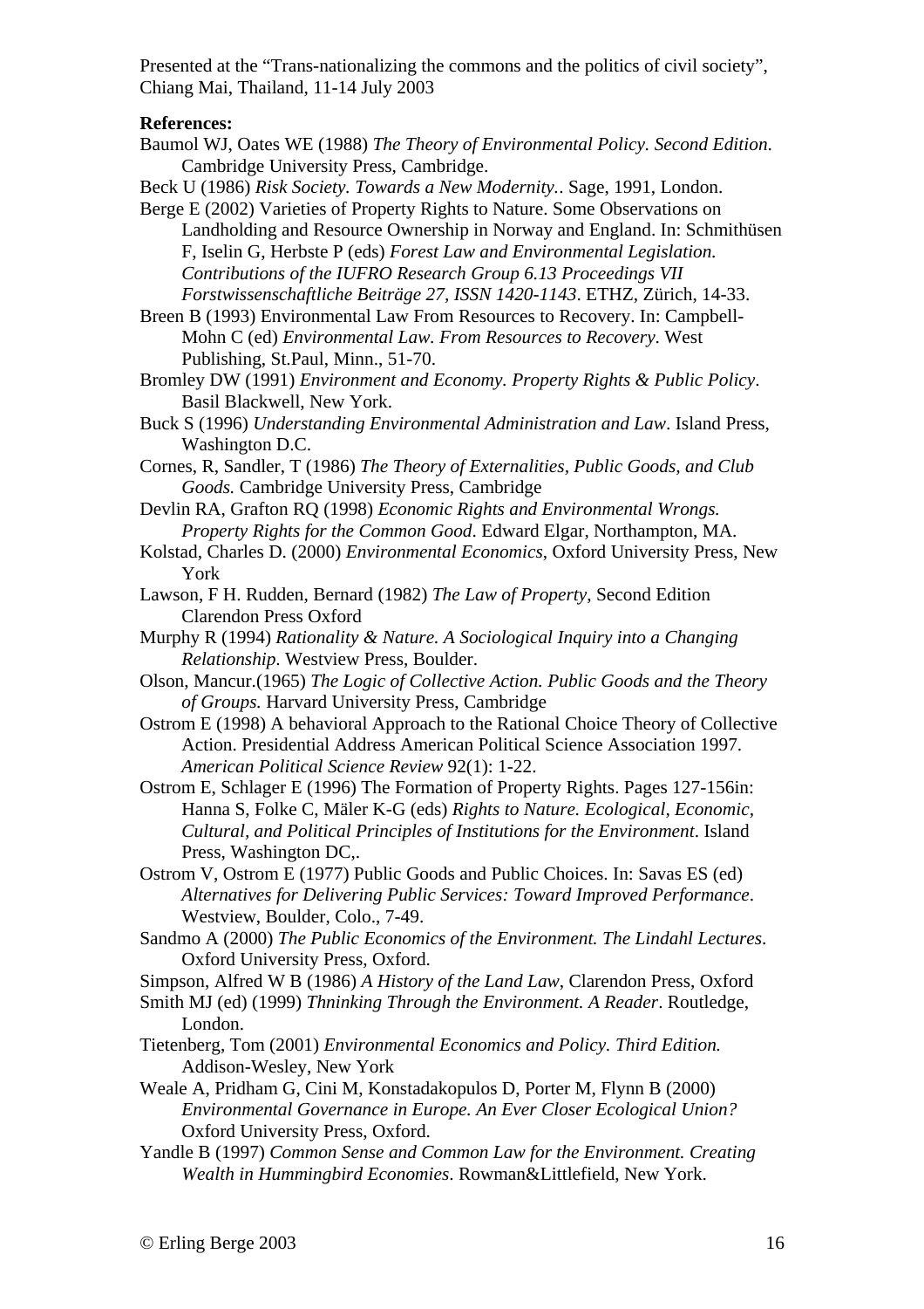Presented at the "Trans-nationalizing the commons and the politics of civil society", Chiang Mai, Thailand, 11-14 July 2003

**References:**

Baumol WJ, Oates WE (1988) *The Theory of Environmental Policy. Second Edition*. Cambridge University Press, Cambridge.

Beck U (1986) *Risk Society. Towards a New Modernity.*. Sage, 1991, London.

Berge E (2002) Varieties of Property Rights to Nature. Some Observations on Landholding and Resource Ownership in Norway and England. In: Schmithüsen F, Iselin G, Herbste P (eds) *Forest Law and Environmental Legislation. Contributions of the IUFRO Research Group 6.13 Proceedings VII Forstwissenschaftliche Beiträge 27, ISSN 1420-1143*. ETHZ, Zürich, 14-33.

Breen B (1993) Environmental Law From Resources to Recovery. In: Campbell-Mohn C (ed) *Environmental Law. From Resources to Recovery*. West Publishing, St.Paul, Minn., 51-70.

Bromley DW (1991) *Environment and Economy. Property Rights & Public Policy*. Basil Blackwell, New York.

Buck S (1996) *Understanding Environmental Administration and Law*. Island Press, Washington D.C.

Cornes, R, Sandler, T (1986) *The Theory of Externalities, Public Goods, and Club Goods.* Cambridge University Press, Cambridge

Devlin RA, Grafton RQ (1998) *Economic Rights and Environmental Wrongs. Property Rights for the Common Good*. Edward Elgar, Northampton, MA.

Kolstad, Charles D. (2000) *Environmental Economics*, Oxford University Press, New York

Lawson, F H. Rudden, Bernard (1982) *The Law of Property*, Second Edition Clarendon Press Oxford

Murphy R (1994) *Rationality & Nature. A Sociological Inquiry into a Changing Relationship*. Westview Press, Boulder.

Olson, Mancur.(1965) *The Logic of Collective Action. Public Goods and the Theory of Groups.* Harvard University Press, Cambridge

Ostrom E (1998) A behavioral Approach to the Rational Choice Theory of Collective Action. Presidential Address American Political Science Association 1997. *American Political Science Review* 92(1): 1-22.

Ostrom E, Schlager E (1996) The Formation of Property Rights. Pages 127-156in: Hanna S, Folke C, Mäler K-G (eds) *Rights to Nature. Ecological, Economic, Cultural, and Political Principles of Institutions for the Environment*. Island Press, Washington DC,.

Ostrom V, Ostrom E (1977) Public Goods and Public Choices. In: Savas ES (ed) *Alternatives for Delivering Public Services: Toward Improved Performance*. Westview, Boulder, Colo., 7-49.

Sandmo A (2000) *The Public Economics of the Environment. The Lindahl Lectures*. Oxford University Press, Oxford.

Simpson, Alfred W B (1986) *A History of the Land Law*, Clarendon Press, Oxford

Smith MJ (ed) (1999) *Thninking Through the Environment. A Reader*. Routledge, London.

Tietenberg, Tom (2001) *Environmental Economics and Policy. Third Edition.* Addison-Wesley, New York

Weale A, Pridham G, Cini M, Konstadakopulos D, Porter M, Flynn B (2000) *Environmental Governance in Europe. An Ever Closer Ecological Union?* Oxford University Press, Oxford.

Yandle B (1997) *Common Sense and Common Law for the Environment. Creating Wealth in Hummingbird Economies*. Rowman&Littlefield, New York.

© Erling Berge 2003